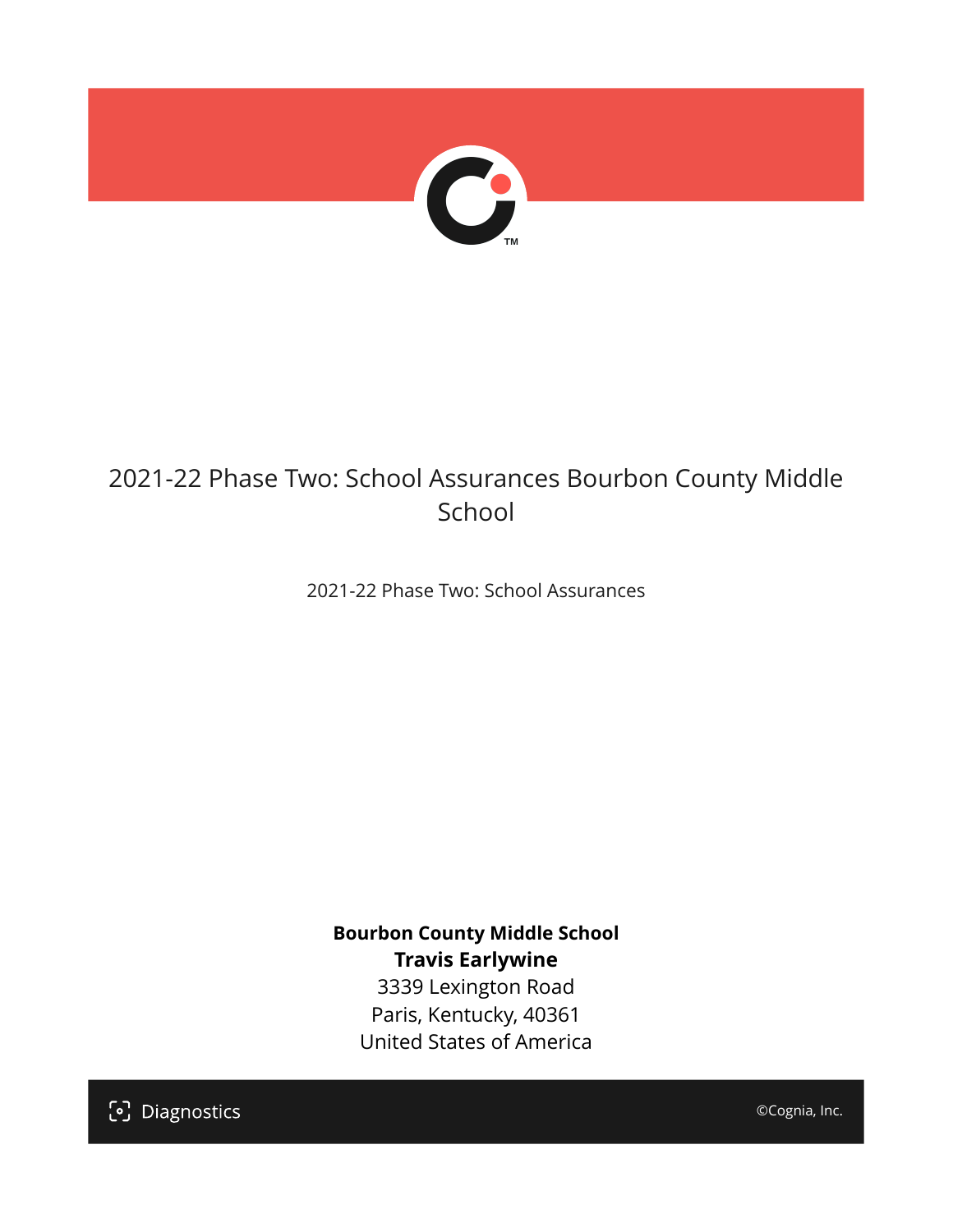# 2021-22 Phase Two: School Assurances Bourbon County Middle School

2021-22 Phase Two: School Assurances

**Bourbon County Middle School**
**Travis Earlywine**
3339 Lexington Road
Paris, Kentucky, 40361
United States of America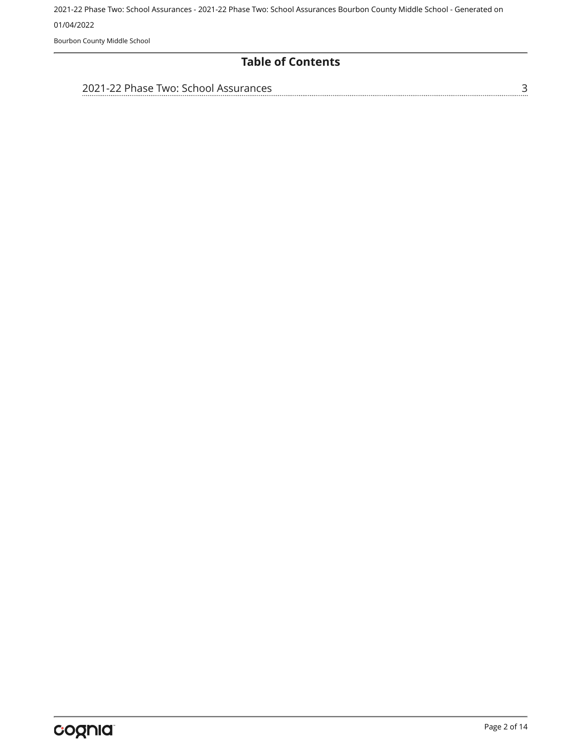# Table of Contents

2021-22 Phase Two: School Assurances ........................................ 3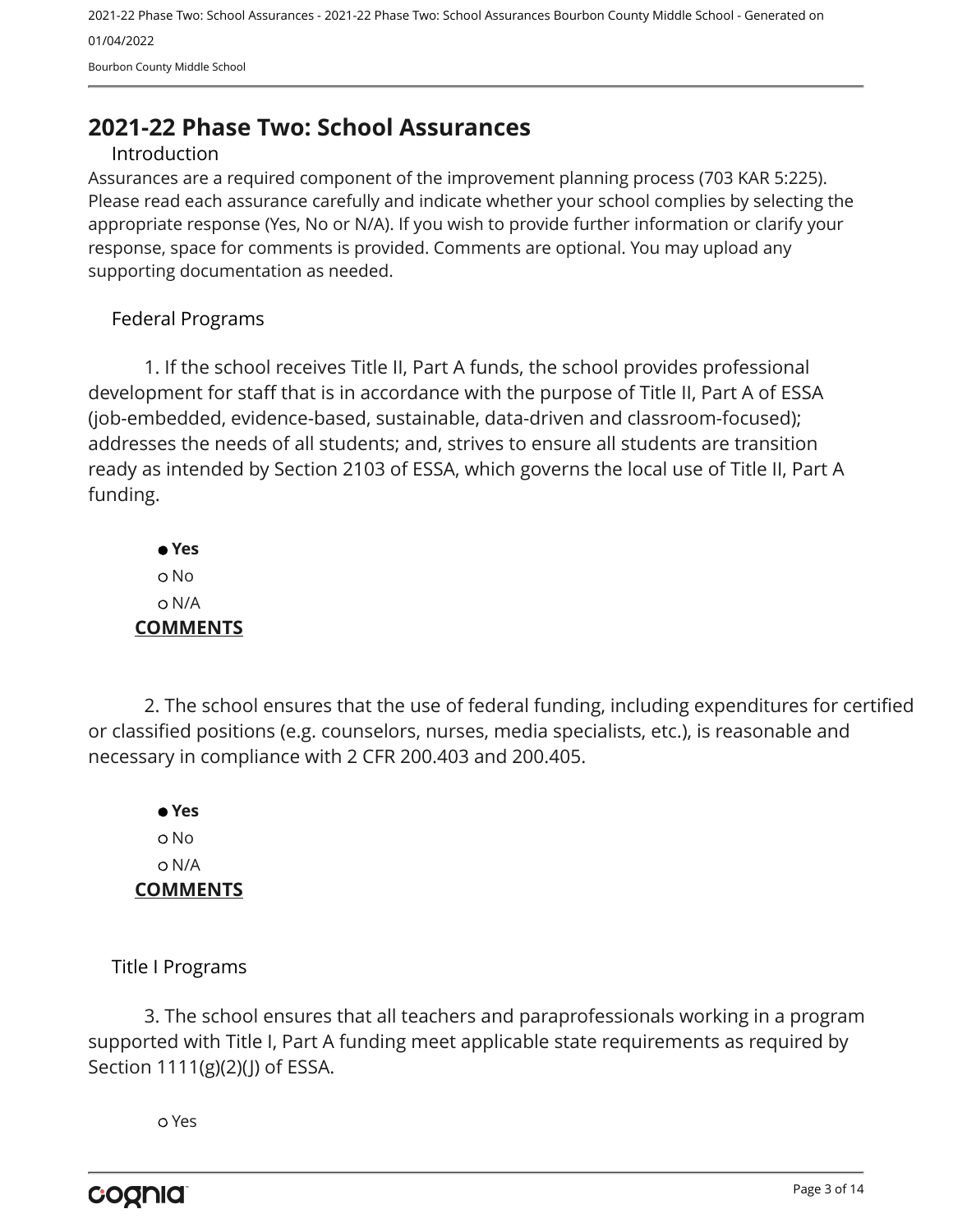## 2021-22 Phase Two: School Assurances

### Introduction

Assurances are a required component of the improvement planning process (703 KAR 5:225). Please read each assurance carefully and indicate whether your school complies by selecting the appropriate response (Yes, No or N/A). If you wish to provide further information or clarify your response, space for comments is provided. Comments are optional. You may upload any supporting documentation as needed.

### Federal Programs

1. If the school receives Title II, Part A funds, the school provides professional development for staff that is in accordance with the purpose of Title II, Part A of ESSA (job-embedded, evidence-based, sustainable, data-driven and classroom-focused); addresses the needs of all students; and, strives to ensure all students are transition ready as intended by Section 2103 of ESSA, which governs the local use of Title II, Part A funding.

- ● **Yes**
- ○ No
- ○ N/A

**COMMENTS**

2. The school ensures that the use of federal funding, including expenditures for certified or classified positions (e.g. counselors, nurses, media specialists, etc.), is reasonable and necessary in compliance with 2 CFR 200.403 and 200.405.

- ● **Yes**
- ○ No
- ○ N/A

**COMMENTS**

### Title I Programs

3. The school ensures that all teachers and paraprofessionals working in a program supported with Title I, Part A funding meet applicable state requirements as required by Section 1111(g)(2)(J) of ESSA.

- ○ Yes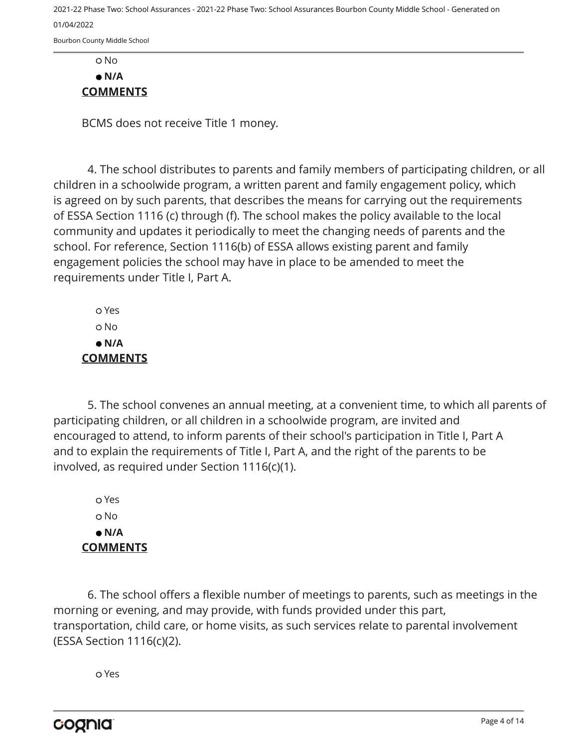○ No

● **N/A**

**COMMENTS**

BCMS does not receive Title 1 money.

4. The school distributes to parents and family members of participating children, or all children in a schoolwide program, a written parent and family engagement policy, which is agreed on by such parents, that describes the means for carrying out the requirements of ESSA Section 1116 (c) through (f). The school makes the policy available to the local community and updates it periodically to meet the changing needs of parents and the school. For reference, Section 1116(b) of ESSA allows existing parent and family engagement policies the school may have in place to be amended to meet the requirements under Title I, Part A.

○ Yes

○ No

● **N/A**

**COMMENTS**

5. The school convenes an annual meeting, at a convenient time, to which all parents of participating children, or all children in a schoolwide program, are invited and encouraged to attend, to inform parents of their school's participation in Title I, Part A and to explain the requirements of Title I, Part A, and the right of the parents to be involved, as required under Section 1116(c)(1).

○ Yes

○ No

● **N/A**

**COMMENTS**

6. The school offers a flexible number of meetings to parents, such as meetings in the morning or evening, and may provide, with funds provided under this part, transportation, child care, or home visits, as such services relate to parental involvement (ESSA Section 1116(c)(2).

○ Yes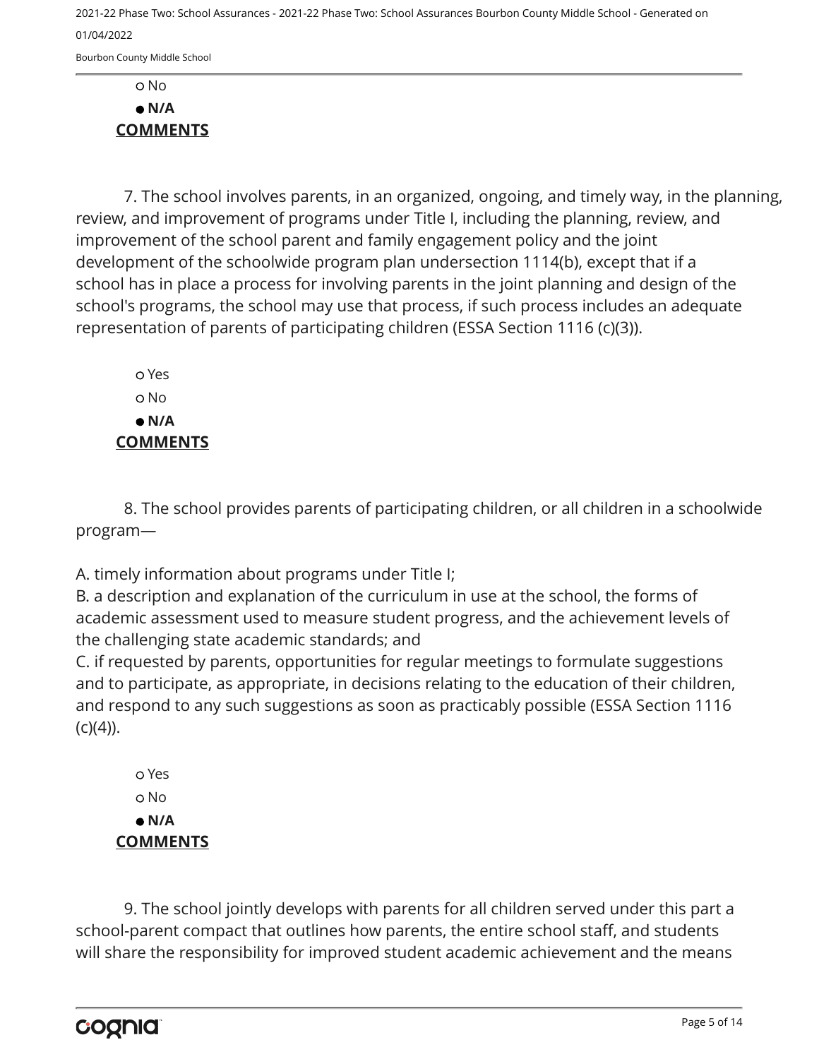○ No

● **N/A**

**COMMENTS**

7. The school involves parents, in an organized, ongoing, and timely way, in the planning, review, and improvement of programs under Title I, including the planning, review, and improvement of the school parent and family engagement policy and the joint development of the schoolwide program plan undersection 1114(b), except that if a school has in place a process for involving parents in the joint planning and design of the school's programs, the school may use that process, if such process includes an adequate representation of parents of participating children (ESSA Section 1116 (c)(3)).

○ Yes

○ No

● **N/A**

**COMMENTS**

8. The school provides parents of participating children, or all children in a schoolwide program—

A. timely information about programs under Title I;
B. a description and explanation of the curriculum in use at the school, the forms of academic assessment used to measure student progress, and the achievement levels of the challenging state academic standards; and
C. if requested by parents, opportunities for regular meetings to formulate suggestions and to participate, as appropriate, in decisions relating to the education of their children, and respond to any such suggestions as soon as practicably possible (ESSA Section 1116 (c)(4)).

○ Yes

○ No

● **N/A**

**COMMENTS**

9. The school jointly develops with parents for all children served under this part a school-parent compact that outlines how parents, the entire school staff, and students will share the responsibility for improved student academic achievement and the means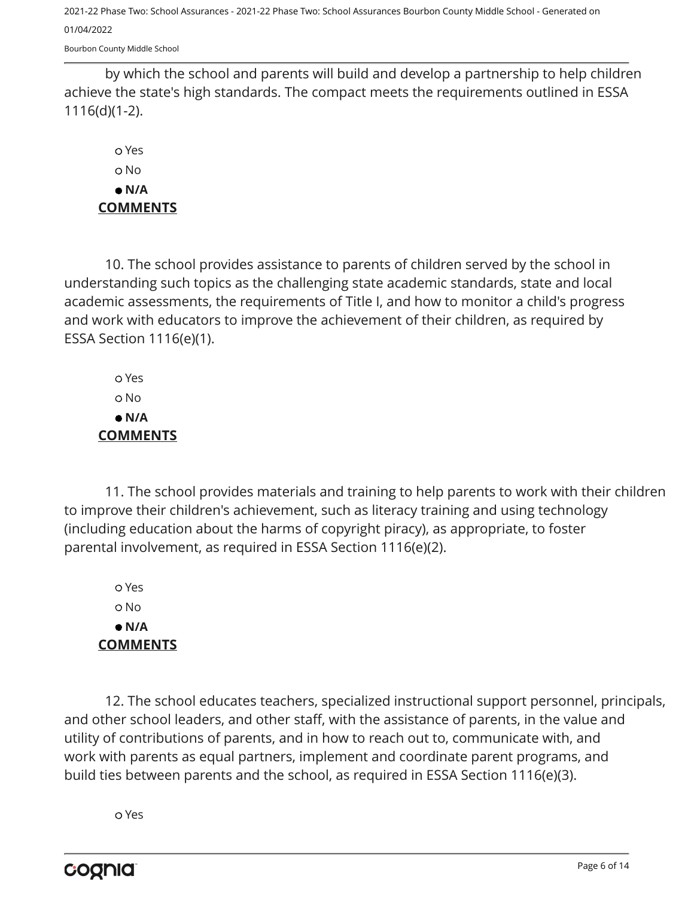by which the school and parents will build and develop a partnership to help children achieve the state's high standards. The compact meets the requirements outlined in ESSA 1116(d)(1-2).

○ Yes
○ No
● **N/A**

**COMMENTS**

10. The school provides assistance to parents of children served by the school in understanding such topics as the challenging state academic standards, state and local academic assessments, the requirements of Title I, and how to monitor a child's progress and work with educators to improve the achievement of their children, as required by ESSA Section 1116(e)(1).

○ Yes
○ No
● **N/A**

**COMMENTS**

11. The school provides materials and training to help parents to work with their children to improve their children's achievement, such as literacy training and using technology (including education about the harms of copyright piracy), as appropriate, to foster parental involvement, as required in ESSA Section 1116(e)(2).

○ Yes
○ No
● **N/A**

**COMMENTS**

12. The school educates teachers, specialized instructional support personnel, principals, and other school leaders, and other staff, with the assistance of parents, in the value and utility of contributions of parents, and in how to reach out to, communicate with, and work with parents as equal partners, implement and coordinate parent programs, and build ties between parents and the school, as required in ESSA Section 1116(e)(3).

○ Yes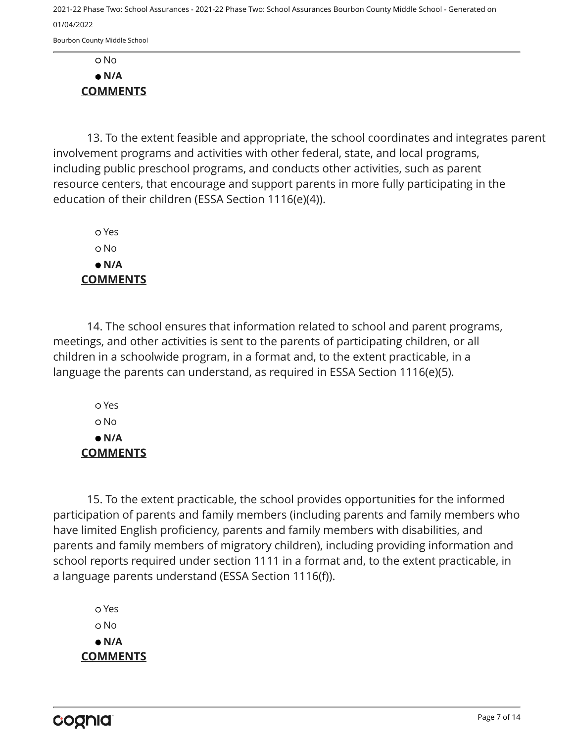○ No

● **N/A**

**COMMENTS**

13. To the extent feasible and appropriate, the school coordinates and integrates parent involvement programs and activities with other federal, state, and local programs, including public preschool programs, and conducts other activities, such as parent resource centers, that encourage and support parents in more fully participating in the education of their children (ESSA Section 1116(e)(4)).

○ Yes

○ No

● **N/A**

**COMMENTS**

14. The school ensures that information related to school and parent programs, meetings, and other activities is sent to the parents of participating children, or all children in a schoolwide program, in a format and, to the extent practicable, in a language the parents can understand, as required in ESSA Section 1116(e)(5).

○ Yes

○ No

● **N/A**

**COMMENTS**

15. To the extent practicable, the school provides opportunities for the informed participation of parents and family members (including parents and family members who have limited English proficiency, parents and family members with disabilities, and parents and family members of migratory children), including providing information and school reports required under section 1111 in a format and, to the extent practicable, in a language parents understand (ESSA Section 1116(f)).

○ Yes

○ No

● **N/A**

**COMMENTS**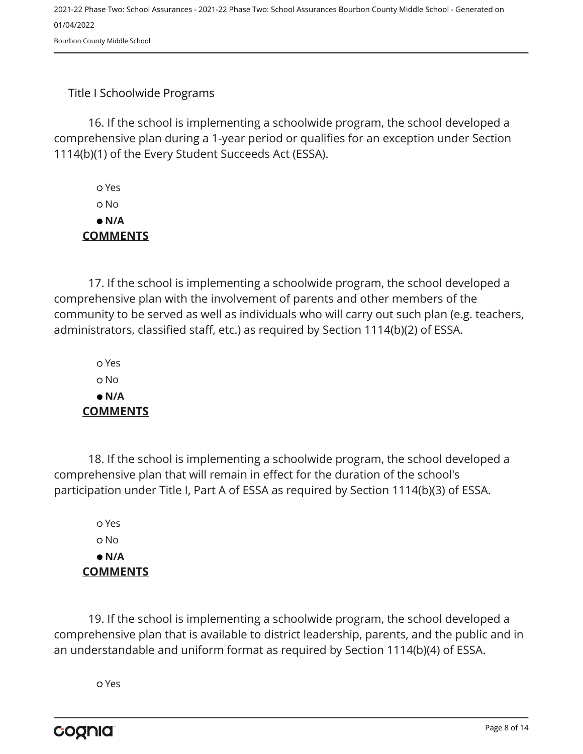Title I Schoolwide Programs

16. If the school is implementing a schoolwide program, the school developed a comprehensive plan during a 1-year period or qualifies for an exception under Section 1114(b)(1) of the Every Student Succeeds Act (ESSA).

- ○ Yes
- ○ No
- ● **N/A**

**COMMENTS**

17. If the school is implementing a schoolwide program, the school developed a comprehensive plan with the involvement of parents and other members of the community to be served as well as individuals who will carry out such plan (e.g. teachers, administrators, classified staff, etc.) as required by Section 1114(b)(2) of ESSA.

- ○ Yes
- ○ No
- ● **N/A**

**COMMENTS**

18. If the school is implementing a schoolwide program, the school developed a comprehensive plan that will remain in effect for the duration of the school's participation under Title I, Part A of ESSA as required by Section 1114(b)(3) of ESSA.

- ○ Yes
- ○ No
- ● **N/A**

**COMMENTS**

19. If the school is implementing a schoolwide program, the school developed a comprehensive plan that is available to district leadership, parents, and the public and in an understandable and uniform format as required by Section 1114(b)(4) of ESSA.

- ○ Yes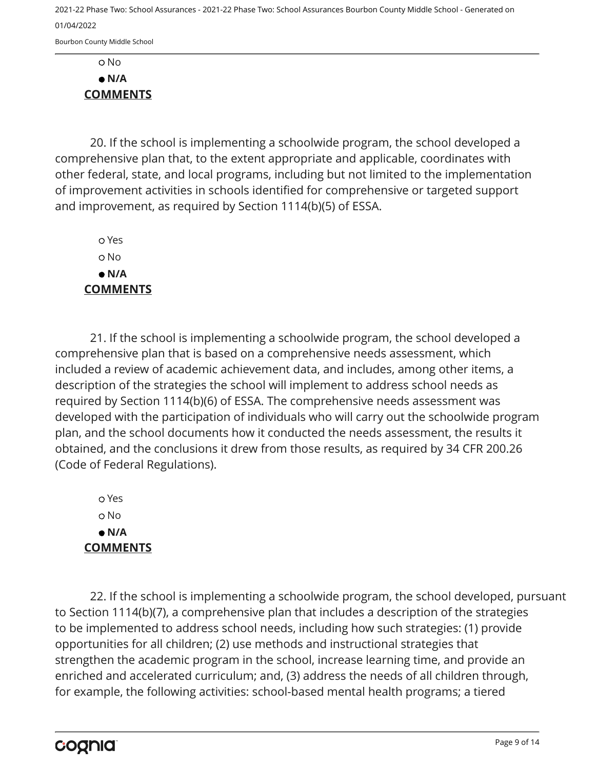○ No

● **N/A**

**COMMENTS**

20. If the school is implementing a schoolwide program, the school developed a comprehensive plan that, to the extent appropriate and applicable, coordinates with other federal, state, and local programs, including but not limited to the implementation of improvement activities in schools identified for comprehensive or targeted support and improvement, as required by Section 1114(b)(5) of ESSA.

○ Yes

○ No

● **N/A**

**COMMENTS**

21. If the school is implementing a schoolwide program, the school developed a comprehensive plan that is based on a comprehensive needs assessment, which included a review of academic achievement data, and includes, among other items, a description of the strategies the school will implement to address school needs as required by Section 1114(b)(6) of ESSA. The comprehensive needs assessment was developed with the participation of individuals who will carry out the schoolwide program plan, and the school documents how it conducted the needs assessment, the results it obtained, and the conclusions it drew from those results, as required by 34 CFR 200.26 (Code of Federal Regulations).

○ Yes

○ No

● **N/A**

**COMMENTS**

22. If the school is implementing a schoolwide program, the school developed, pursuant to Section 1114(b)(7), a comprehensive plan that includes a description of the strategies to be implemented to address school needs, including how such strategies: (1) provide opportunities for all children; (2) use methods and instructional strategies that strengthen the academic program in the school, increase learning time, and provide an enriched and accelerated curriculum; and, (3) address the needs of all children through, for example, the following activities: school-based mental health programs; a tiered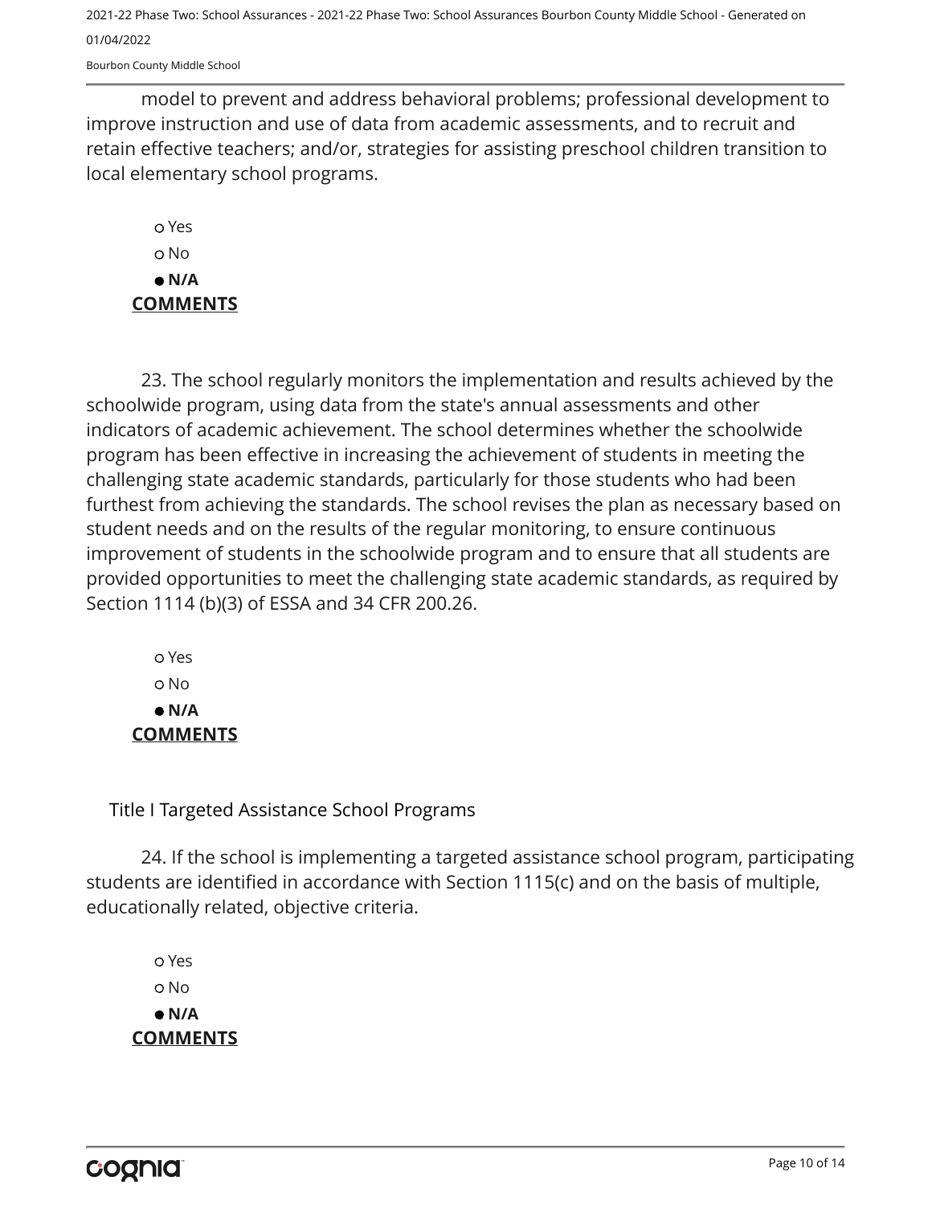model to prevent and address behavioral problems; professional development to improve instruction and use of data from academic assessments, and to recruit and retain effective teachers; and/or, strategies for assisting preschool children transition to local elementary school programs.

- Yes
- No
- **N/A**

**COMMENTS**

23. The school regularly monitors the implementation and results achieved by the schoolwide program, using data from the state's annual assessments and other indicators of academic achievement. The school determines whether the schoolwide program has been effective in increasing the achievement of students in meeting the challenging state academic standards, particularly for those students who had been furthest from achieving the standards. The school revises the plan as necessary based on student needs and on the results of the regular monitoring, to ensure continuous improvement of students in the schoolwide program and to ensure that all students are provided opportunities to meet the challenging state academic standards, as required by Section 1114 (b)(3) of ESSA and 34 CFR 200.26.

- Yes
- No
- **N/A**

**COMMENTS**

Title I Targeted Assistance School Programs

24. If the school is implementing a targeted assistance school program, participating students are identified in accordance with Section 1115(c) and on the basis of multiple, educationally related, objective criteria.

- Yes
- No
- **N/A**

**COMMENTS**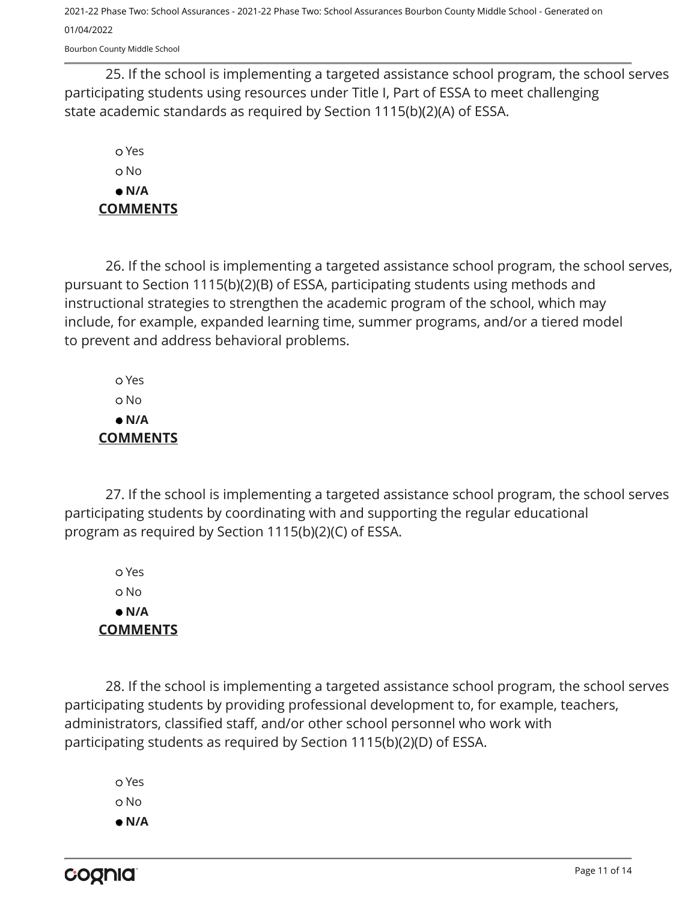25. If the school is implementing a targeted assistance school program, the school serves participating students using resources under Title I, Part of ESSA to meet challenging state academic standards as required by Section 1115(b)(2)(A) of ESSA.

- ○ Yes
- ○ No
- ● **N/A**

**COMMENTS**

26. If the school is implementing a targeted assistance school program, the school serves, pursuant to Section 1115(b)(2)(B) of ESSA, participating students using methods and instructional strategies to strengthen the academic program of the school, which may include, for example, expanded learning time, summer programs, and/or a tiered model to prevent and address behavioral problems.

- ○ Yes
- ○ No
- ● **N/A**

**COMMENTS**

27. If the school is implementing a targeted assistance school program, the school serves participating students by coordinating with and supporting the regular educational program as required by Section 1115(b)(2)(C) of ESSA.

- ○ Yes
- ○ No
- ● **N/A**

**COMMENTS**

28. If the school is implementing a targeted assistance school program, the school serves participating students by providing professional development to, for example, teachers, administrators, classified staff, and/or other school personnel who work with participating students as required by Section 1115(b)(2)(D) of ESSA.

- ○ Yes
- ○ No
- ● **N/A**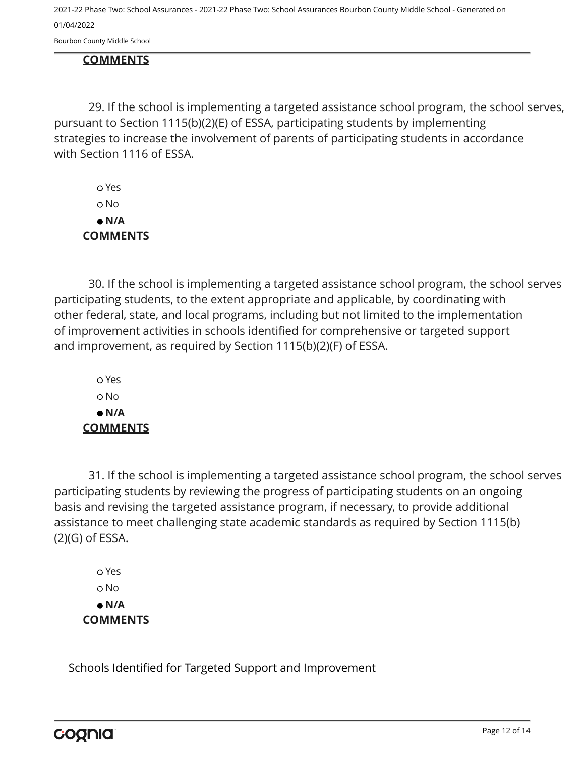**COMMENTS**

29. If the school is implementing a targeted assistance school program, the school serves, pursuant to Section 1115(b)(2)(E) of ESSA, participating students by implementing strategies to increase the involvement of parents of participating students in accordance with Section 1116 of ESSA.

- ○ Yes
- ○ No
- ● **N/A**

**COMMENTS**

30. If the school is implementing a targeted assistance school program, the school serves participating students, to the extent appropriate and applicable, by coordinating with other federal, state, and local programs, including but not limited to the implementation of improvement activities in schools identified for comprehensive or targeted support and improvement, as required by Section 1115(b)(2)(F) of ESSA.

- ○ Yes
- ○ No
- ● **N/A**

**COMMENTS**

31. If the school is implementing a targeted assistance school program, the school serves participating students by reviewing the progress of participating students on an ongoing basis and revising the targeted assistance program, if necessary, to provide additional assistance to meet challenging state academic standards as required by Section 1115(b)(2)(G) of ESSA.

- ○ Yes
- ○ No
- ● **N/A**

**COMMENTS**

Schools Identified for Targeted Support and Improvement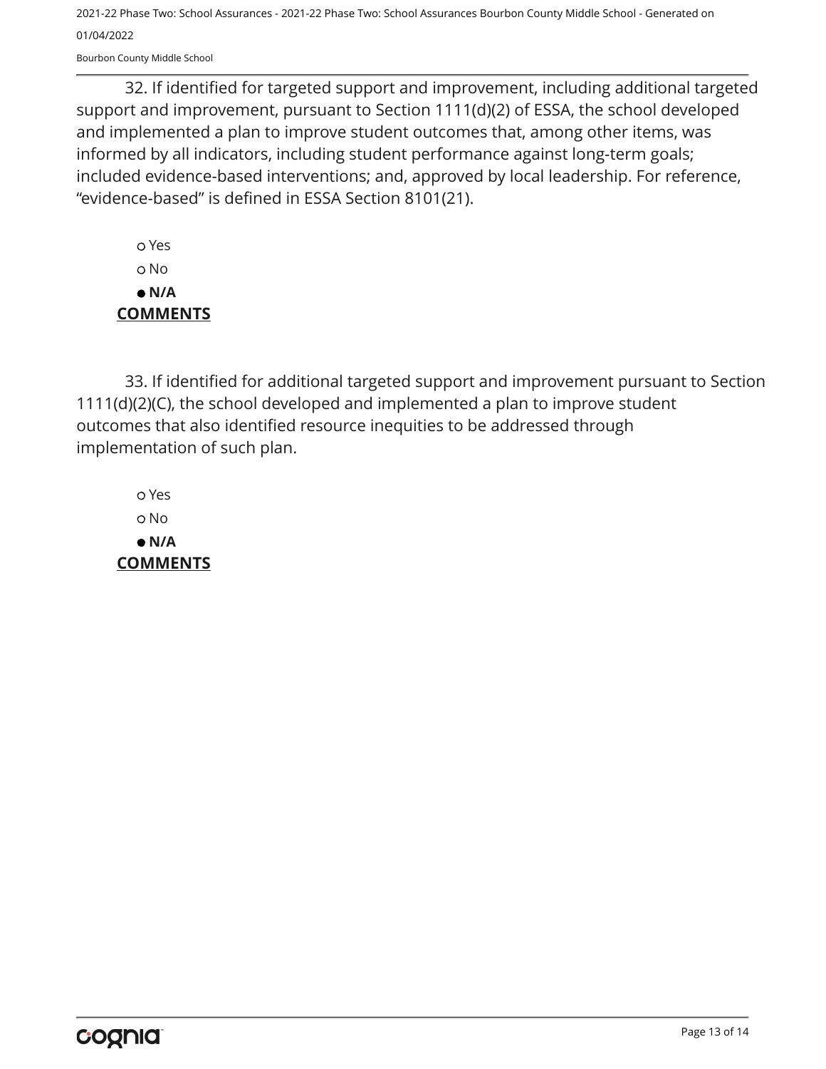32. If identified for targeted support and improvement, including additional targeted support and improvement, pursuant to Section 1111(d)(2) of ESSA, the school developed and implemented a plan to improve student outcomes that, among other items, was informed by all indicators, including student performance against long-term goals; included evidence-based interventions; and, approved by local leadership. For reference, "evidence-based" is defined in ESSA Section 8101(21).

- ○ Yes
- ○ No
- ● **N/A**

**COMMENTS**

33. If identified for additional targeted support and improvement pursuant to Section 1111(d)(2)(C), the school developed and implemented a plan to improve student outcomes that also identified resource inequities to be addressed through implementation of such plan.

- ○ Yes
- ○ No
- ● **N/A**

**COMMENTS**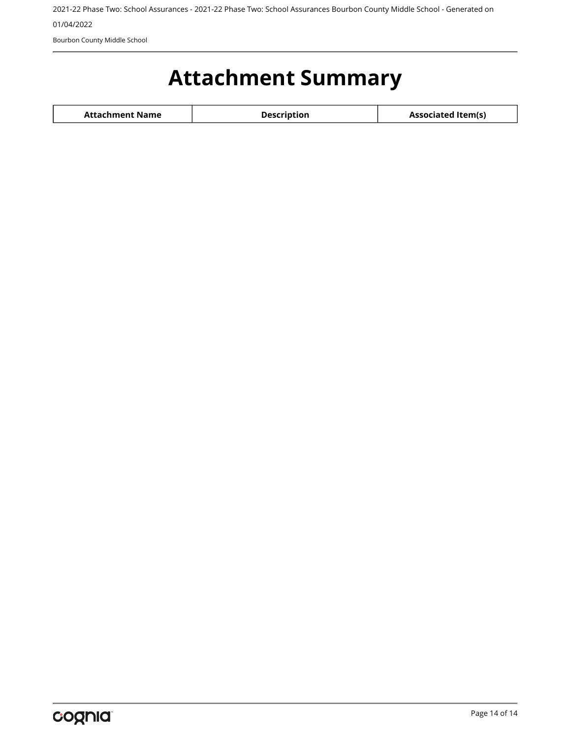# Attachment Summary

| Attachment Name | Description | Associated Item(s) |
| --- | --- | --- |